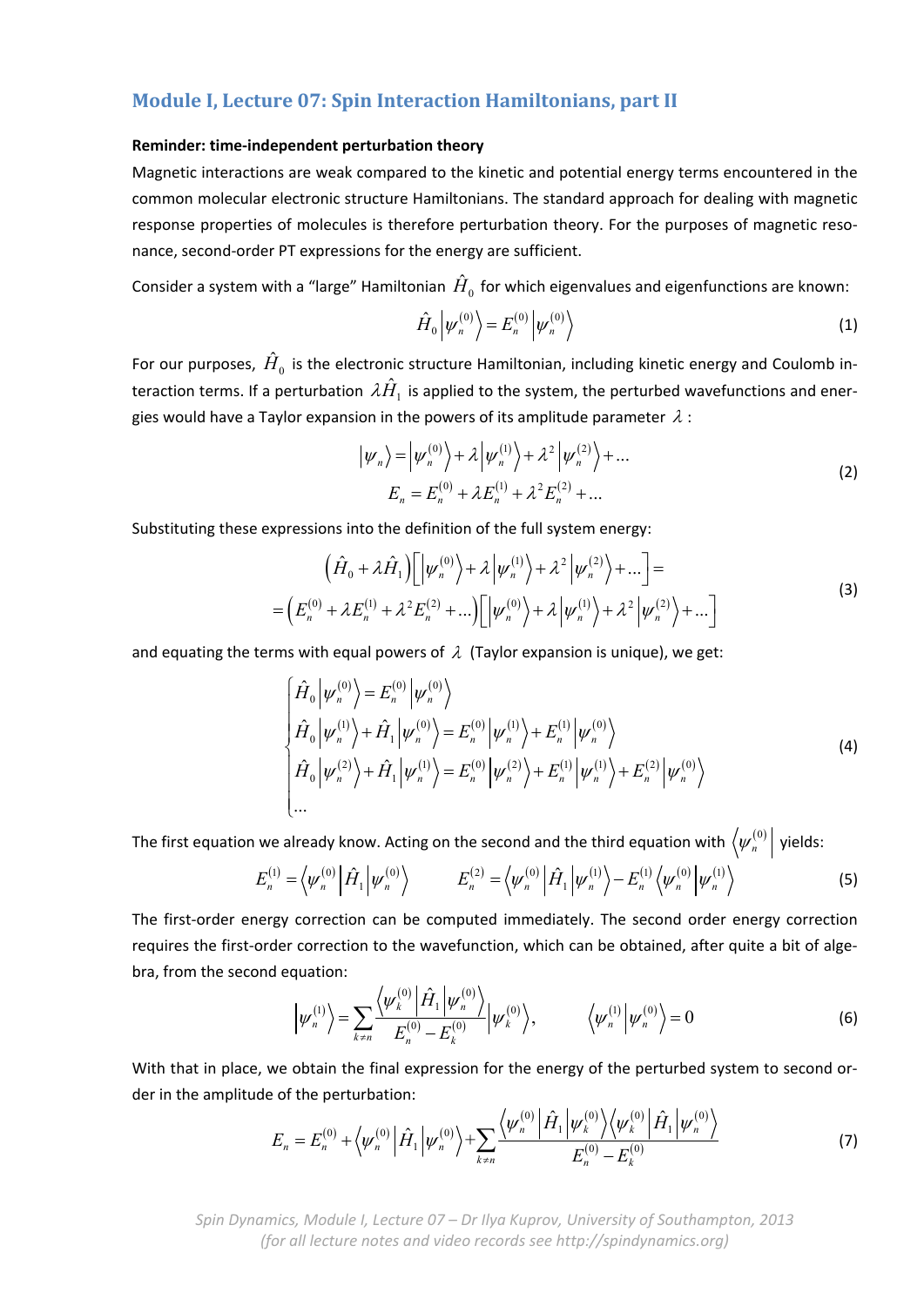## Module I, Lecture 07: Spin Interaction Hamiltonians, part II

**Reminder: time-independent perturbation theory**

Magnetic interactions are weak compared to the kinetic and potential energy terms encountered in the common molecular electronic structure Hamiltonians. The standard approach for dealing with magnetic response properties of molecules is therefore perturbation theory. For the purposes of magnetic resonance, second-order PT expressions for the energy are sufficient.

Consider a system with a "large" Hamiltonian $\hat{H}_0$ for which eigenvalues and eigenfunctions are known:

$$\hat{H}_0 \left| \psi_n^{(0)} \right\rangle = E_n^{(0)} \left| \psi_n^{(0)} \right\rangle \tag{1}$$

For our purposes, $\hat{H}_0$ is the electronic structure Hamiltonian, including kinetic energy and Coulomb interaction terms. If a perturbation $\lambda \hat{H}_1$ is applied to the system, the perturbed wavefunctions and energies would have a Taylor expansion in the powers of its amplitude parameter $\lambda$:

$$\begin{gathered} \left| \psi_n \right\rangle = \left| \psi_n^{(0)} \right\rangle + \lambda \left| \psi_n^{(1)} \right\rangle + \lambda^2 \left| \psi_n^{(2)} \right\rangle + \ldots \\ E_n = E_n^{(0)} + \lambda E_n^{(1)} + \lambda^2 E_n^{(2)} + \ldots \end{gathered} \tag{2}$$

Substituting these expressions into the definition of the full system energy:

$$\begin{gathered} \left( \hat{H}_0 + \lambda \hat{H}_1 \right) \left[ \left| \psi_n^{(0)} \right\rangle + \lambda \left| \psi_n^{(1)} \right\rangle + \lambda^2 \left| \psi_n^{(2)} \right\rangle + \ldots \right] = \\ = \left( E_n^{(0)} + \lambda E_n^{(1)} + \lambda^2 E_n^{(2)} + \ldots \right) \left[ \left| \psi_n^{(0)} \right\rangle + \lambda \left| \psi_n^{(1)} \right\rangle + \lambda^2 \left| \psi_n^{(2)} \right\rangle + \ldots \right] \end{gathered} \tag{3}$$

and equating the terms with equal powers of $\lambda$ (Taylor expansion is unique), we get:

$$\begin{cases} \hat{H}_0 \left| \psi_n^{(0)} \right\rangle = E_n^{(0)} \left| \psi_n^{(0)} \right\rangle \\ \hat{H}_0 \left| \psi_n^{(1)} \right\rangle + \hat{H}_1 \left| \psi_n^{(0)} \right\rangle = E_n^{(0)} \left| \psi_n^{(1)} \right\rangle + E_n^{(1)} \left| \psi_n^{(0)} \right\rangle \\ \hat{H}_0 \left| \psi_n^{(2)} \right\rangle + \hat{H}_1 \left| \psi_n^{(1)} \right\rangle = E_n^{(0)} \left| \psi_n^{(2)} \right\rangle + E_n^{(1)} \left| \psi_n^{(1)} \right\rangle + E_n^{(2)} \left| \psi_n^{(0)} \right\rangle \\ \ldots \end{cases} \tag{4}$$

The first equation we already know. Acting on the second and the third equation with $\left\langle \psi_n^{(0)} \right|$ yields:

$$E_n^{(1)} = \left\langle \psi_n^{(0)} \right| \hat{H}_1 \left| \psi_n^{(0)} \right\rangle \qquad E_n^{(2)} = \left\langle \psi_n^{(0)} \right| \hat{H}_1 \left| \psi_n^{(1)} \right\rangle - E_n^{(1)} \left\langle \psi_n^{(0)} \middle| \psi_n^{(1)} \right\rangle \tag{5}$$

The first-order energy correction can be computed immediately. The second order energy correction requires the first-order correction to the wavefunction, which can be obtained, after quite a bit of algebra, from the second equation:

$$\left| \psi_n^{(1)} \right\rangle = \sum_{k \neq n} \frac{\left\langle \psi_k^{(0)} \right| \hat{H}_1 \left| \psi_n^{(0)} \right\rangle}{E_n^{(0)} - E_k^{(0)}} \left| \psi_k^{(0)} \right\rangle, \qquad \left\langle \psi_n^{(1)} \middle| \psi_n^{(0)} \right\rangle = 0 \tag{6}$$

With that in place, we obtain the final expression for the energy of the perturbed system to second order in the amplitude of the perturbation:

$$E_n = E_n^{(0)} + \left\langle \psi_n^{(0)} \right| \hat{H}_1 \left| \psi_n^{(0)} \right\rangle + \sum_{k \neq n} \frac{\left\langle \psi_n^{(0)} \right| \hat{H}_1 \left| \psi_k^{(0)} \right\rangle \left\langle \psi_k^{(0)} \right| \hat{H}_1 \left| \psi_n^{(0)} \right\rangle}{E_n^{(0)} - E_k^{(0)}} \tag{7}$$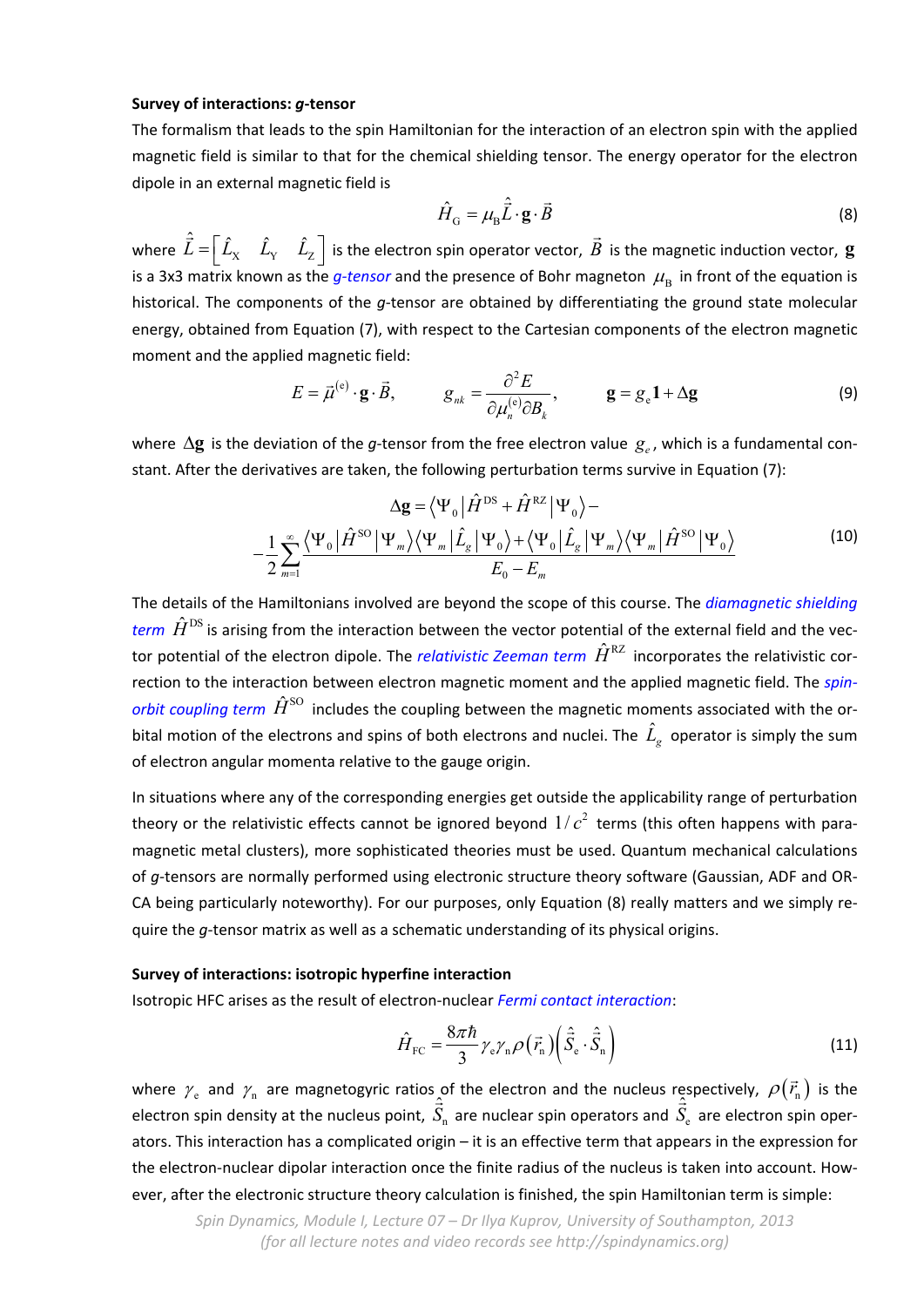**Survey of interactions: *g*-tensor**

The formalism that leads to the spin Hamiltonian for the interaction of an electron spin with the applied magnetic field is similar to that for the chemical shielding tensor. The energy operator for the electron dipole in an external magnetic field is

$$\hat{H}_{\mathrm{G}} = \mu_{\mathrm{B}} \hat{\vec{L}} \cdot \mathbf{g} \cdot \vec{B} \tag{8}$$

where $\hat{\vec{L}} = \begin{bmatrix} \hat{L}_{\mathrm{X}} & \hat{L}_{\mathrm{Y}} & \hat{L}_{\mathrm{Z}} \end{bmatrix}$ is the electron spin operator vector, $\vec{B}$ is the magnetic induction vector, $\mathbf{g}$ is a 3x3 matrix known as the *g-tensor* and the presence of Bohr magneton $\mu_{\mathrm{B}}$ in front of the equation is historical. The components of the *g*-tensor are obtained by differentiating the ground state molecular energy, obtained from Equation (7), with respect to the Cartesian components of the electron magnetic moment and the applied magnetic field:

$$E = \vec{\mu}^{(\mathrm{e})} \cdot \mathbf{g} \cdot \vec{B}, \qquad g_{nk} = \frac{\partial^2 E}{\partial \mu_n^{(\mathrm{e})} \partial B_k}, \qquad \mathbf{g} = g_{\mathrm{e}} \mathbf{1} + \Delta \mathbf{g} \tag{9}$$

where $\Delta \mathbf{g}$ is the deviation of the *g*-tensor from the free electron value $g_e$, which is a fundamental constant. After the derivatives are taken, the following perturbation terms survive in Equation (7):

$$\Delta \mathbf{g} = \left\langle \Psi_0 \middle| \hat{H}^{\mathrm{DS}} + \hat{H}^{\mathrm{RZ}} \middle| \Psi_0 \right\rangle - \\ -\frac{1}{2} \sum_{m=1}^{\infty} \frac{\left\langle \Psi_0 \middle| \hat{H}^{\mathrm{SO}} \middle| \Psi_m \right\rangle \left\langle \Psi_m \middle| \hat{L}_g \middle| \Psi_0 \right\rangle + \left\langle \Psi_0 \middle| \hat{L}_g \middle| \Psi_m \right\rangle \left\langle \Psi_m \middle| \hat{H}^{\mathrm{SO}} \middle| \Psi_0 \right\rangle}{E_0 - E_m} \tag{10}$$

The details of the Hamiltonians involved are beyond the scope of this course. The *diamagnetic shielding term* $\hat{H}^{\mathrm{DS}}$ is arising from the interaction between the vector potential of the external field and the vector potential of the electron dipole. The *relativistic Zeeman term* $\hat{H}^{\mathrm{RZ}}$ incorporates the relativistic correction to the interaction between electron magnetic moment and the applied magnetic field. The *spin-orbit coupling term* $\hat{H}^{\mathrm{SO}}$ includes the coupling between the magnetic moments associated with the orbital motion of the electrons and spins of both electrons and nuclei. The $\hat{L}_g$ operator is simply the sum of electron angular momenta relative to the gauge origin.

In situations where any of the corresponding energies get outside the applicability range of perturbation theory or the relativistic effects cannot be ignored beyond $1/c^2$ terms (this often happens with paramagnetic metal clusters), more sophisticated theories must be used. Quantum mechanical calculations of *g*-tensors are normally performed using electronic structure theory software (Gaussian, ADF and ORCA being particularly noteworthy). For our purposes, only Equation (8) really matters and we simply require the *g*-tensor matrix as well as a schematic understanding of its physical origins.

**Survey of interactions: isotropic hyperfine interaction**

Isotropic HFC arises as the result of electron-nuclear *Fermi contact interaction*:

$$\hat{H}_{\mathrm{FC}} = \frac{8\pi\hbar}{3} \gamma_{\mathrm{e}} \gamma_{\mathrm{n}} \rho(\vec{r}_{\mathrm{n}}) \left( \hat{\vec{S}}_{\mathrm{e}} \cdot \hat{\vec{S}}_{\mathrm{n}} \right) \tag{11}$$

where $\gamma_{\mathrm{e}}$ and $\gamma_{\mathrm{n}}$ are magnetogyric ratios of the electron and the nucleus respectively, $\rho(\vec{r}_{\mathrm{n}})$ is the electron spin density at the nucleus point, $\hat{\vec{S}}_{\mathrm{n}}$ are nuclear spin operators and $\hat{\vec{S}}_{\mathrm{e}}$ are electron spin operators. This interaction has a complicated origin – it is an effective term that appears in the expression for the electron-nuclear dipolar interaction once the finite radius of the nucleus is taken into account. However, after the electronic structure theory calculation is finished, the spin Hamiltonian term is simple: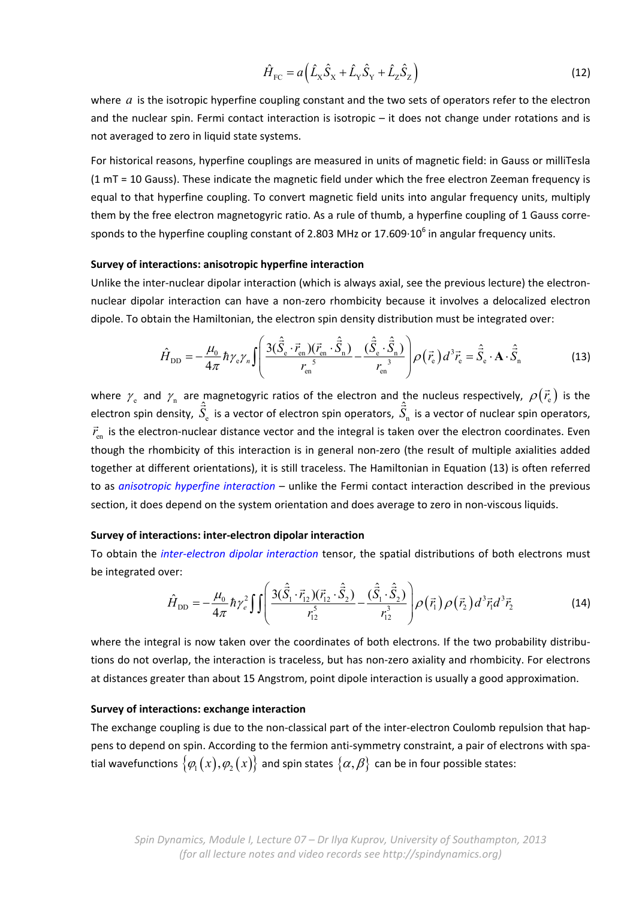$$\hat{H}_{\mathrm{FC}} = a\left(\hat{L}_{\mathrm{X}}\hat{S}_{\mathrm{X}} + \hat{L}_{\mathrm{Y}}\hat{S}_{\mathrm{Y}} + \hat{L}_{\mathrm{Z}}\hat{S}_{\mathrm{Z}}\right) \tag{12}$$

where $a$ is the isotropic hyperfine coupling constant and the two sets of operators refer to the electron and the nuclear spin. Fermi contact interaction is isotropic – it does not change under rotations and is not averaged to zero in liquid state systems.

For historical reasons, hyperfine couplings are measured in units of magnetic field: in Gauss or milliTesla (1 mT = 10 Gauss). These indicate the magnetic field under which the free electron Zeeman frequency is equal to that hyperfine coupling. To convert magnetic field units into angular frequency units, multiply them by the free electron magnetogyric ratio. As a rule of thumb, a hyperfine coupling of 1 Gauss corresponds to the hyperfine coupling constant of 2.803 MHz or $17.609 \cdot 10^6$ in angular frequency units.

**Survey of interactions: anisotropic hyperfine interaction**

Unlike the inter-nuclear dipolar interaction (which is always axial, see the previous lecture) the electron-nuclear dipolar interaction can have a non-zero rhombicity because it involves a delocalized electron dipole. To obtain the Hamiltonian, the electron spin density distribution must be integrated over:

$$\hat{H}_{\mathrm{DD}} = -\frac{\mu_0}{4\pi}\hbar\gamma_e\gamma_n \int \left( \frac{3(\hat{\vec{S}}_{\mathrm{e}} \cdot \vec{r}_{\mathrm{en}})(\vec{r}_{\mathrm{en}} \cdot \hat{\vec{S}}_{\mathrm{n}})}{r_{\mathrm{en}}^{\ 5}} - \frac{(\hat{\vec{S}}_{\mathrm{e}} \cdot \hat{\vec{S}}_{\mathrm{n}})}{r_{\mathrm{en}}^{\ 3}} \right) \rho(\vec{r}_{\mathrm{e}})\, d^3\vec{r}_{\mathrm{e}} = \hat{\vec{S}}_{\mathrm{e}} \cdot \mathbf{A} \cdot \hat{\vec{S}}_{\mathrm{n}} \tag{13}$$

where $\gamma_{\mathrm{e}}$ and $\gamma_{\mathrm{n}}$ are magnetogyric ratios of the electron and the nucleus respectively, $\rho(\vec{r}_{\mathrm{e}})$ is the electron spin density, $\hat{\vec{S}}_{\mathrm{e}}$ is a vector of electron spin operators, $\hat{\vec{S}}_{\mathrm{n}}$ is a vector of nuclear spin operators, $\vec{r}_{\mathrm{en}}$ is the electron-nuclear distance vector and the integral is taken over the electron coordinates. Even though the rhombicity of this interaction is in general non-zero (the result of multiple axialities added together at different orientations), it is still traceless. The Hamiltonian in Equation (13) is often referred to as *anisotropic hyperfine interaction* – unlike the Fermi contact interaction described in the previous section, it does depend on the system orientation and does average to zero in non-viscous liquids.

**Survey of interactions: inter-electron dipolar interaction**

To obtain the *inter-electron dipolar interaction* tensor, the spatial distributions of both electrons must be integrated over:

$$\hat{H}_{\mathrm{DD}} = -\frac{\mu_0}{4\pi}\hbar\gamma_e^2 \int\int \left( \frac{3(\hat{\vec{S}}_1 \cdot \vec{r}_{12})(\vec{r}_{12} \cdot \hat{\vec{S}}_2)}{r_{12}^5} - \frac{(\hat{\vec{S}}_1 \cdot \hat{\vec{S}}_2)}{r_{12}^3} \right) \rho(\vec{r}_1)\,\rho(\vec{r}_2)\, d^3\vec{r}_1 d^3\vec{r}_2 \tag{14}$$

where the integral is now taken over the coordinates of both electrons. If the two probability distributions do not overlap, the interaction is traceless, but has non-zero axiality and rhombicity. For electrons at distances greater than about 15 Angstrom, point dipole interaction is usually a good approximation.

**Survey of interactions: exchange interaction**

The exchange coupling is due to the non-classical part of the inter-electron Coulomb repulsion that happens to depend on spin. According to the fermion anti-symmetry constraint, a pair of electrons with spatial wavefunctions $\{\varphi_1(x), \varphi_2(x)\}$ and spin states $\{\alpha, \beta\}$ can be in four possible states: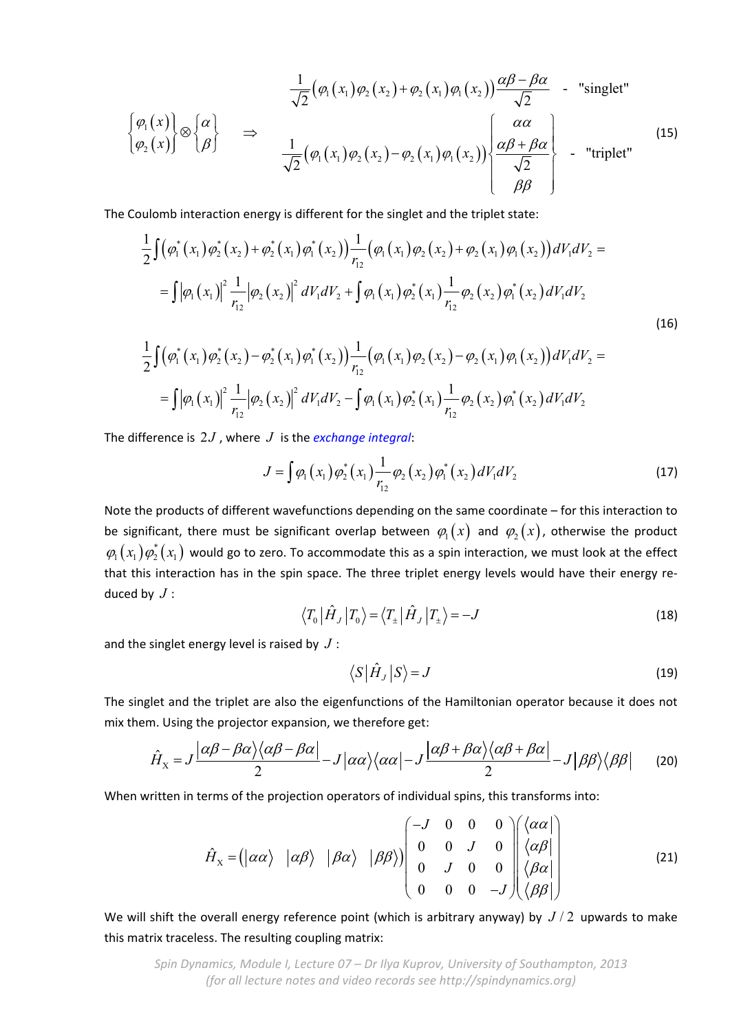$$
\begin{Bmatrix} \varphi_1(x) \\ \varphi_2(x) \end{Bmatrix} \otimes \begin{Bmatrix} \alpha \\ \beta \end{Bmatrix} \quad \Rightarrow \quad
\begin{matrix}
\dfrac{1}{\sqrt{2}}\left(\varphi_1(x_1)\varphi_2(x_2)+\varphi_2(x_1)\varphi_1(x_2)\right)\dfrac{\alpha\beta-\beta\alpha}{\sqrt{2}} & \text{- "singlet"} \\[2ex]
\dfrac{1}{\sqrt{2}}\left(\varphi_1(x_1)\varphi_2(x_2)-\varphi_2(x_1)\varphi_1(x_2)\right)\begin{Bmatrix} \alpha\alpha \\ \dfrac{\alpha\beta+\beta\alpha}{\sqrt{2}} \\ \beta\beta \end{Bmatrix} & \text{- "triplet"}
\end{matrix}
\tag{15}
$$

The Coulomb interaction energy is different for the singlet and the triplet state:

$$
\begin{aligned}
&\frac{1}{2}\int\left(\varphi_1^*(x_1)\varphi_2^*(x_2)+\varphi_2^*(x_1)\varphi_1^*(x_2)\right)\frac{1}{r_{12}}\left(\varphi_1(x_1)\varphi_2(x_2)+\varphi_2(x_1)\varphi_1(x_2)\right)dV_1dV_2 = \\
&\quad = \int\left|\varphi_1(x_1)\right|^2\frac{1}{r_{12}}\left|\varphi_2(x_2)\right|^2 dV_1dV_2 + \int\varphi_1(x_1)\varphi_2^*(x_1)\frac{1}{r_{12}}\varphi_2(x_2)\varphi_1^*(x_2)\,dV_1dV_2 \\
&\frac{1}{2}\int\left(\varphi_1^*(x_1)\varphi_2^*(x_2)-\varphi_2^*(x_1)\varphi_1^*(x_2)\right)\frac{1}{r_{12}}\left(\varphi_1(x_1)\varphi_2(x_2)-\varphi_2(x_1)\varphi_1(x_2)\right)dV_1dV_2 = \\
&\quad = \int\left|\varphi_1(x_1)\right|^2\frac{1}{r_{12}}\left|\varphi_2(x_2)\right|^2 dV_1dV_2 - \int\varphi_1(x_1)\varphi_2^*(x_1)\frac{1}{r_{12}}\varphi_2(x_2)\varphi_1^*(x_2)\,dV_1dV_2
\end{aligned}
\tag{16}
$$

The difference is $2J$, where $J$ is the *exchange integral*:

$$
J = \int\varphi_1(x_1)\varphi_2^*(x_1)\frac{1}{r_{12}}\varphi_2(x_2)\varphi_1^*(x_2)\,dV_1dV_2 \tag{17}
$$

Note the products of different wavefunctions depending on the same coordinate – for this interaction to be significant, there must be significant overlap between $\varphi_1(x)$ and $\varphi_2(x)$, otherwise the product $\varphi_1(x_1)\varphi_2^*(x_1)$ would go to zero. To accommodate this as a spin interaction, we must look at the effect that this interaction has in the spin space. The three triplet energy levels would have their energy reduced by $J$:

$$
\langle T_0|\hat{H}_J|T_0\rangle = \langle T_\pm|\hat{H}_J|T_\pm\rangle = -J \tag{18}
$$

and the singlet energy level is raised by $J$:

$$
\langle S|\hat{H}_J|S\rangle = J \tag{19}
$$

The singlet and the triplet are also the eigenfunctions of the Hamiltonian operator because it does not mix them. Using the projector expansion, we therefore get:

$$
\hat{H}_\text{X} = J\frac{|\alpha\beta-\beta\alpha\rangle\langle\alpha\beta-\beta\alpha|}{2} - J|\alpha\alpha\rangle\langle\alpha\alpha| - J\frac{|\alpha\beta+\beta\alpha\rangle\langle\alpha\beta+\beta\alpha|}{2} - J|\beta\beta\rangle\langle\beta\beta| \tag{20}
$$

When written in terms of the projection operators of individual spins, this transforms into:

$$
\hat{H}_\text{X} = \begin{pmatrix} |\alpha\alpha\rangle & |\alpha\beta\rangle & |\beta\alpha\rangle & |\beta\beta\rangle \end{pmatrix}
\begin{pmatrix} -J & 0 & 0 & 0 \\ 0 & 0 & J & 0 \\ 0 & J & 0 & 0 \\ 0 & 0 & 0 & -J \end{pmatrix}
\begin{pmatrix} \langle\alpha\alpha| \\ \langle\alpha\beta| \\ \langle\beta\alpha| \\ \langle\beta\beta| \end{pmatrix}
\tag{21}
$$

We will shift the overall energy reference point (which is arbitrary anyway) by $J/2$ upwards to make this matrix traceless. The resulting coupling matrix: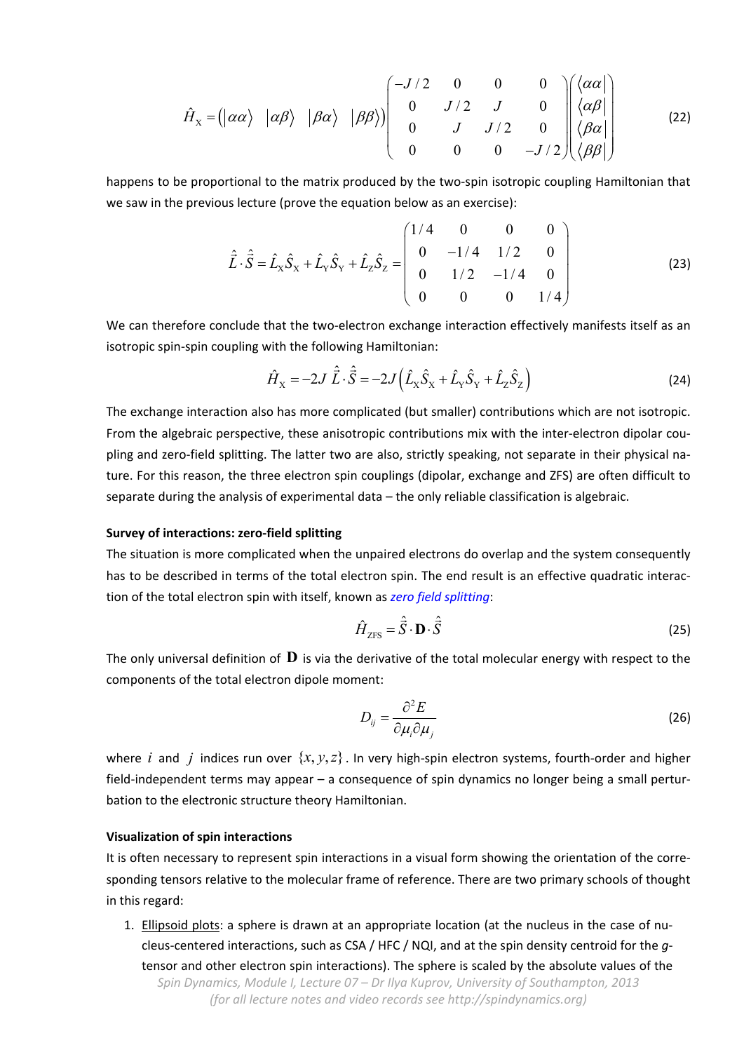$$\hat{H}_{\mathrm{X}} = \begin{pmatrix} |\alpha\alpha\rangle & |\alpha\beta\rangle & |\beta\alpha\rangle & |\beta\beta\rangle \end{pmatrix} \begin{pmatrix} -J/2 & 0 & 0 & 0 \\ 0 & J/2 & J & 0 \\ 0 & J & J/2 & 0 \\ 0 & 0 & 0 & -J/2 \end{pmatrix} \begin{pmatrix} \langle\alpha\alpha| \\ \langle\alpha\beta| \\ \langle\beta\alpha| \\ \langle\beta\beta| \end{pmatrix} \tag{22}$$

happens to be proportional to the matrix produced by the two-spin isotropic coupling Hamiltonian that we saw in the previous lecture (prove the equation below as an exercise):

$$\hat{\vec{L}} \cdot \hat{\vec{S}} = \hat{L}_{\mathrm{X}}\hat{S}_{\mathrm{X}} + \hat{L}_{\mathrm{Y}}\hat{S}_{\mathrm{Y}} + \hat{L}_{\mathrm{Z}}\hat{S}_{\mathrm{Z}} = \begin{pmatrix} 1/4 & 0 & 0 & 0 \\ 0 & -1/4 & 1/2 & 0 \\ 0 & 1/2 & -1/4 & 0 \\ 0 & 0 & 0 & 1/4 \end{pmatrix} \tag{23}$$

We can therefore conclude that the two-electron exchange interaction effectively manifests itself as an isotropic spin-spin coupling with the following Hamiltonian:

$$\hat{H}_{\mathrm{X}} = -2J\,\hat{\vec{L}} \cdot \hat{\vec{S}} = -2J\left(\hat{L}_{\mathrm{X}}\hat{S}_{\mathrm{X}} + \hat{L}_{\mathrm{Y}}\hat{S}_{\mathrm{Y}} + \hat{L}_{\mathrm{Z}}\hat{S}_{\mathrm{Z}}\right) \tag{24}$$

The exchange interaction also has more complicated (but smaller) contributions which are not isotropic. From the algebraic perspective, these anisotropic contributions mix with the inter-electron dipolar coupling and zero-field splitting. The latter two are also, strictly speaking, not separate in their physical nature. For this reason, the three electron spin couplings (dipolar, exchange and ZFS) are often difficult to separate during the analysis of experimental data – the only reliable classification is algebraic.

**Survey of interactions: zero-field splitting**

The situation is more complicated when the unpaired electrons do overlap and the system consequently has to be described in terms of the total electron spin. The end result is an effective quadratic interaction of the total electron spin with itself, known as *zero field splitting*:

$$\hat{H}_{\mathrm{ZFS}} = \hat{\vec{S}} \cdot \mathbf{D} \cdot \hat{\vec{S}} \tag{25}$$

The only universal definition of $\mathbf{D}$ is via the derivative of the total molecular energy with respect to the components of the total electron dipole moment:

$$D_{ij} = \frac{\partial^2 E}{\partial \mu_i \partial \mu_j} \tag{26}$$

where $i$ and $j$ indices run over $\{x, y, z\}$. In very high-spin electron systems, fourth-order and higher field-independent terms may appear – a consequence of spin dynamics no longer being a small perturbation to the electronic structure theory Hamiltonian.

**Visualization of spin interactions**

It is often necessary to represent spin interactions in a visual form showing the orientation of the corresponding tensors relative to the molecular frame of reference. There are two primary schools of thought in this regard:

1. Ellipsoid plots: a sphere is drawn at an appropriate location (at the nucleus in the case of nucleus-centered interactions, such as CSA / HFC / NQI, and at the spin density centroid for the *g*-tensor and other electron spin interactions). The sphere is scaled by the absolute values of the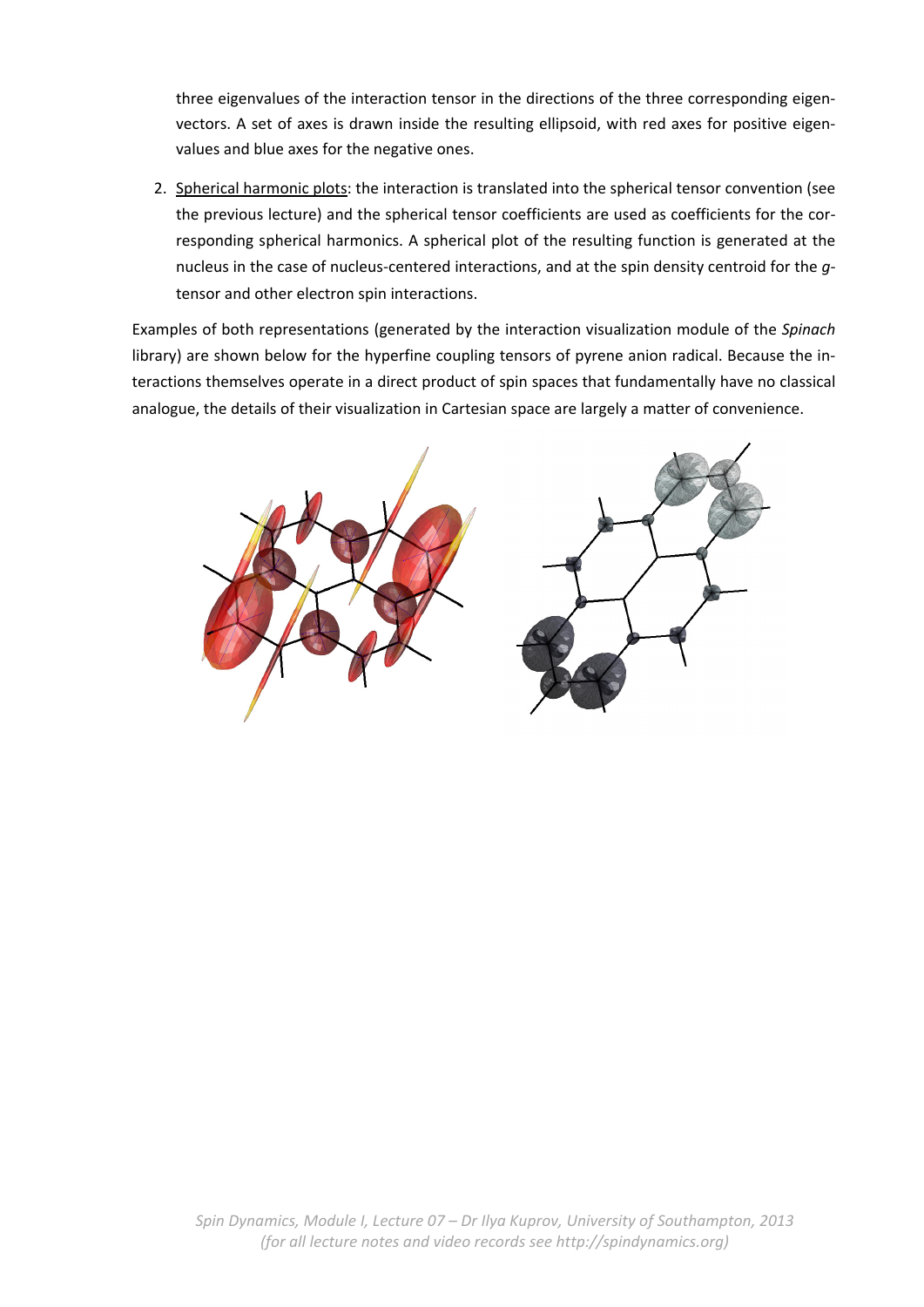three eigenvalues of the interaction tensor in the directions of the three corresponding eigenvectors. A set of axes is drawn inside the resulting ellipsoid, with red axes for positive eigenvalues and blue axes for the negative ones.

2. Spherical harmonic plots: the interaction is translated into the spherical tensor convention (see the previous lecture) and the spherical tensor coefficients are used as coefficients for the corresponding spherical harmonics. A spherical plot of the resulting function is generated at the nucleus in the case of nucleus-centered interactions, and at the spin density centroid for the *g*-tensor and other electron spin interactions.

Examples of both representations (generated by the interaction visualization module of the *Spinach* library) are shown below for the hyperfine coupling tensors of pyrene anion radical. Because the interactions themselves operate in a direct product of spin spaces that fundamentally have no classical analogue, the details of their visualization in Cartesian space are largely a matter of convenience.